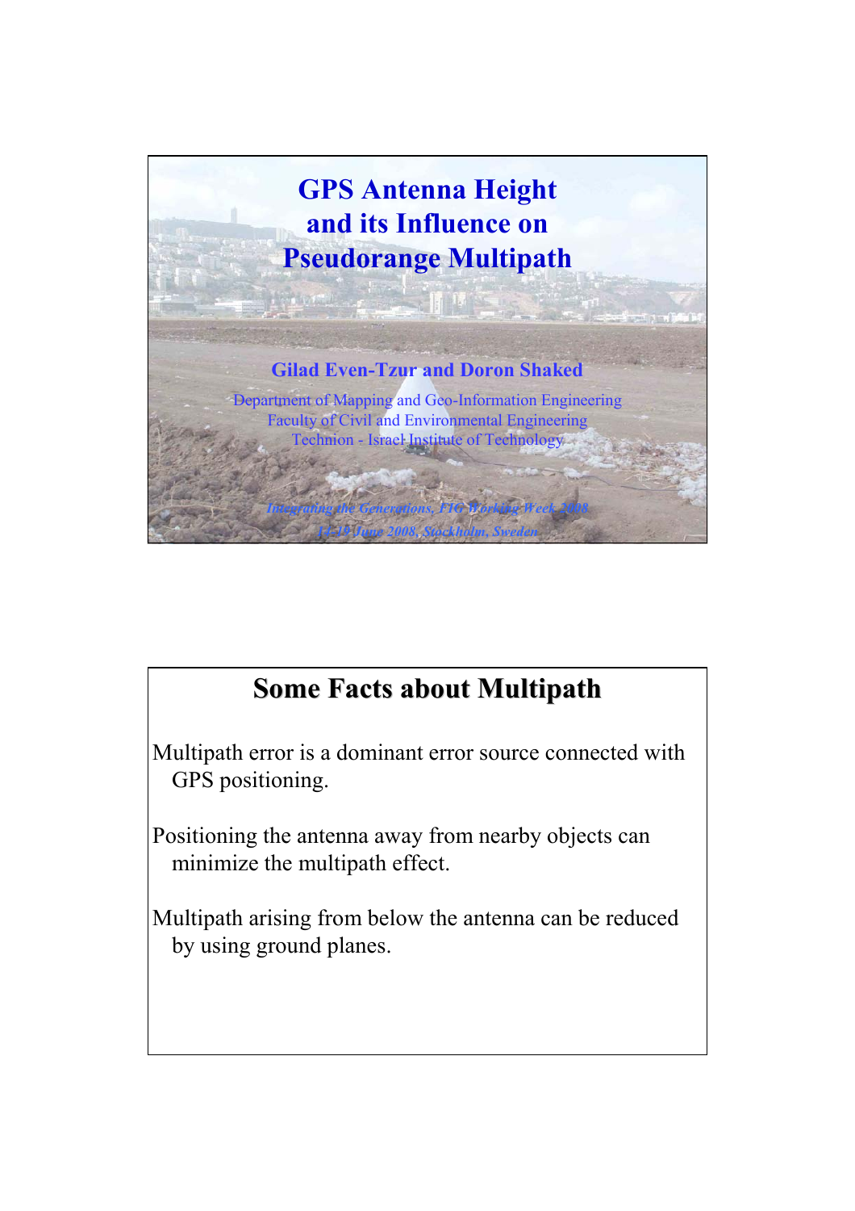# GPS Antenna Height and its Influence on Pseudorange Multipath

**Gilad Even-Tzur and Doron Shaked**

Department of Mapping and Geo-Information Engineering
Faculty of Civil and Environmental Engineering
Technion - Israel Institute of Technology

*Integrating the Generations, FIG Working Week 2008*
*14-19 June 2008, Stockholm, Sweden*

## Some Facts about Multipath

Multipath error is a dominant error source connected with GPS positioning.

Positioning the antenna away from nearby objects can minimize the multipath effect.

Multipath arising from below the antenna can be reduced by using ground planes.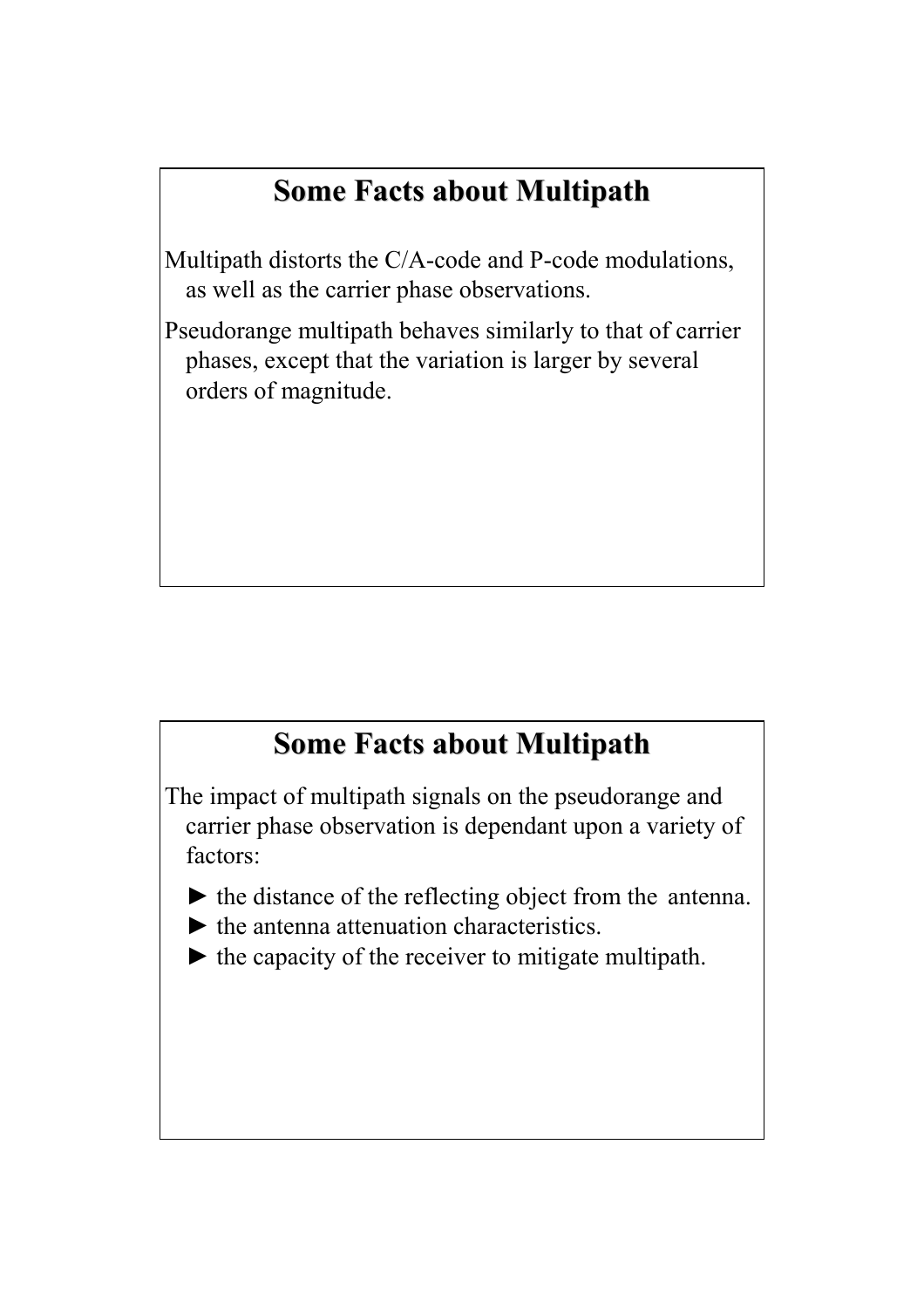## Some Facts about Multipath

Multipath distorts the C/A-code and P-code modulations, as well as the carrier phase observations.

Pseudorange multipath behaves similarly to that of carrier phases, except that the variation is larger by several orders of magnitude.

## Some Facts about Multipath

The impact of multipath signals on the pseudorange and carrier phase observation is dependant upon a variety of factors:

- ► the distance of the reflecting object from the antenna.
- ► the antenna attenuation characteristics.
- ► the capacity of the receiver to mitigate multipath.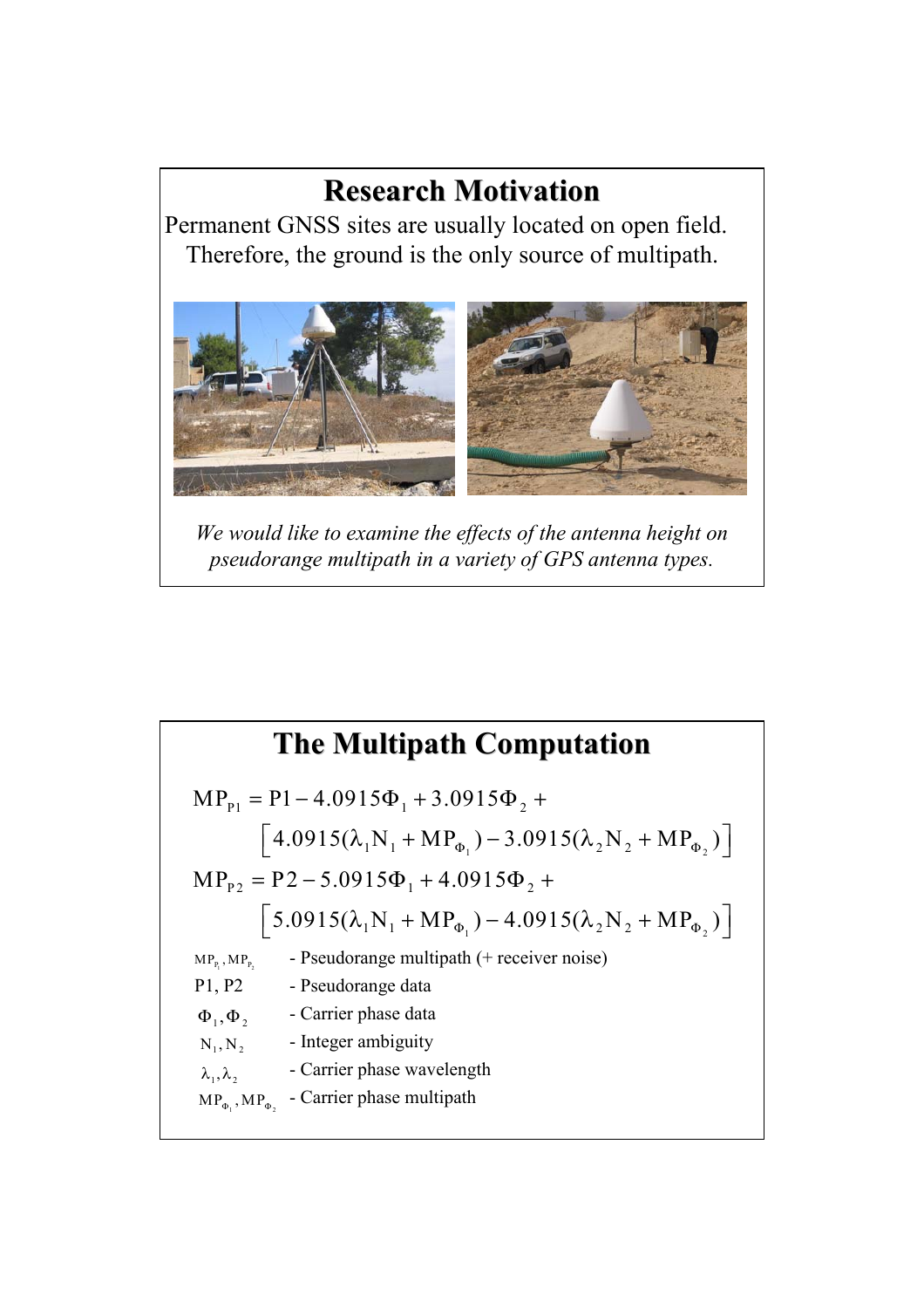## Research Motivation

Permanent GNSS sites are usually located on open field. Therefore, the ground is the only source of multipath.

*We would like to examine the effects of the antenna height on pseudorange multipath in a variety of GPS antenna types.*

## The Multipath Computation

$$MP_{P1} = P1 - 4.0915\Phi_1 + 3.0915\Phi_2 + \left[4.0915(\lambda_1 N_1 + MP_{\Phi_1}) - 3.0915(\lambda_2 N_2 + MP_{\Phi_2})\right]$$

$$MP_{P2} = P2 - 5.0915\Phi_1 + 4.0915\Phi_2 + \left[5.0915(\lambda_1 N_1 + MP_{\Phi_1}) - 4.0915(\lambda_2 N_2 + MP_{\Phi_2})\right]$$

- $MP_{P_1}, MP_{P_2}$ - Pseudorange multipath (+ receiver noise)
- P1, P2 - Pseudorange data
- $\Phi_1, \Phi_2$ - Carrier phase data
- $N_1, N_2$ - Integer ambiguity
- $\lambda_1, \lambda_2$ - Carrier phase wavelength
- $MP_{\Phi_1}, MP_{\Phi_2}$ - Carrier phase multipath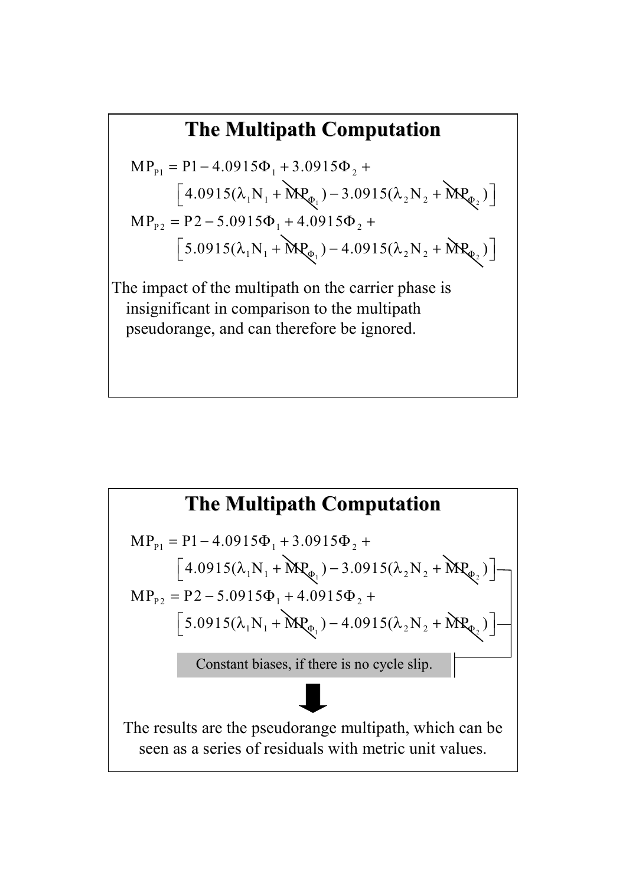## The Multipath Computation

$$MP_{P1} = P1 - 4.0915\Phi_1 + 3.0915\Phi_2 + \left[4.0915(\lambda_1 N_1 + \cancel{MP_{\Phi_1}}) - 3.0915(\lambda_2 N_2 + \cancel{MP_{\Phi_2}})\right]$$

$$MP_{P2} = P2 - 5.0915\Phi_1 + 4.0915\Phi_2 + \left[5.0915(\lambda_1 N_1 + \cancel{MP_{\Phi_1}}) - 4.0915(\lambda_2 N_2 + \cancel{MP_{\Phi_2}})\right]$$

The impact of the multipath on the carrier phase is insignificant in comparison to the multipath pseudorange, and can therefore be ignored.

## The Multipath Computation

$$MP_{P1} = P1 - 4.0915\Phi_1 + 3.0915\Phi_2 + \left[4.0915(\lambda_1 N_1 + \cancel{MP_{\Phi_1}}) - 3.0915(\lambda_2 N_2 + \cancel{MP_{\Phi_2}})\right]$$

$$MP_{P2} = P2 - 5.0915\Phi_1 + 4.0915\Phi_2 + \left[5.0915(\lambda_1 N_1 + \cancel{MP_{\Phi_1}}) - 4.0915(\lambda_2 N_2 + \cancel{MP_{\Phi_2}})\right]$$

Constant biases, if there is no cycle slip.

The results are the pseudorange multipath, which can be seen as a series of residuals with metric unit values.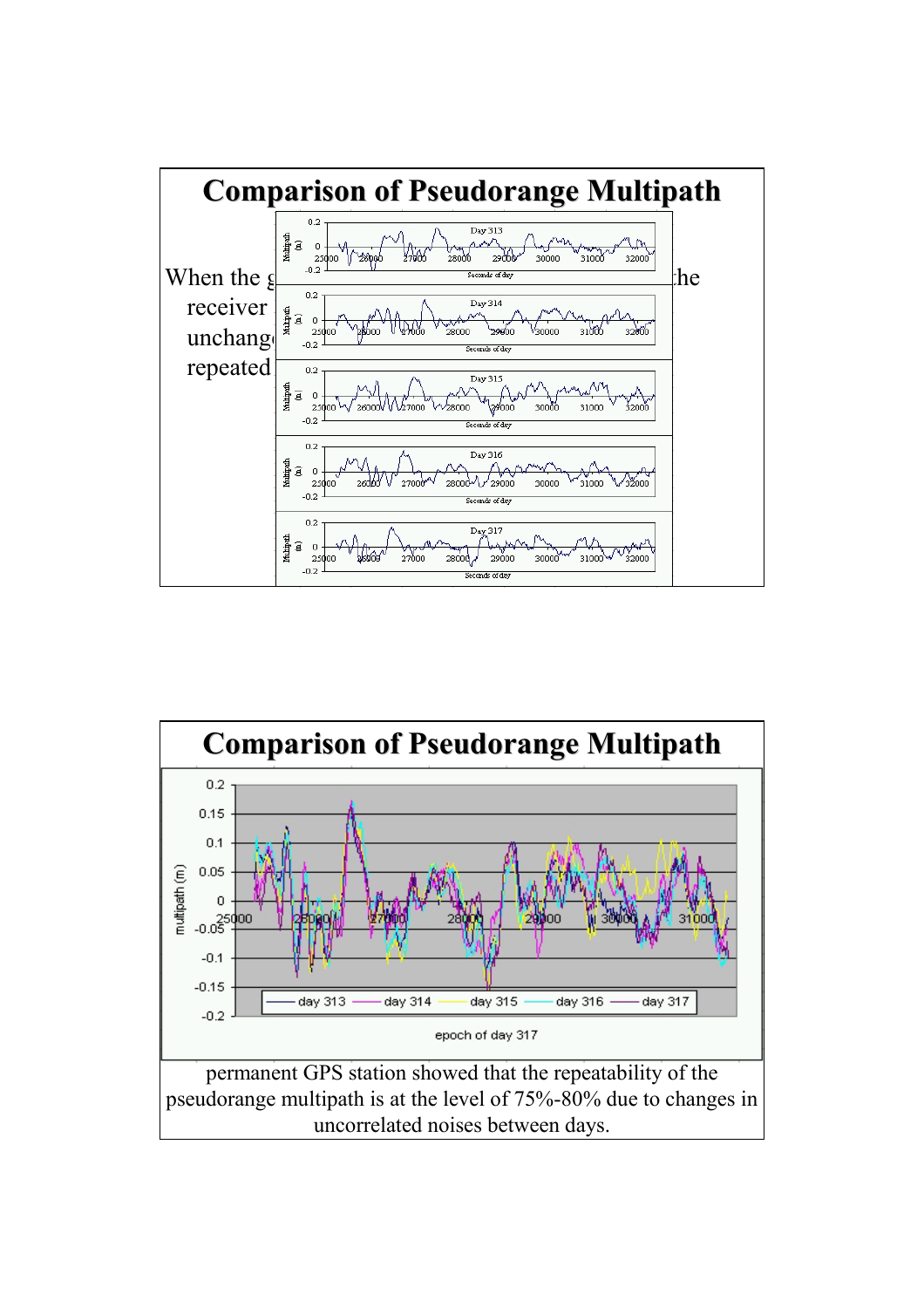## Comparison of Pseudorange Multipath

When the g... the receiver ... unchang... repeated ...

## Comparison of Pseudorange Multipath

permanent GPS station showed that the repeatability of the pseudorange multipath is at the level of 75%-80% due to changes in uncorrelated noises between days.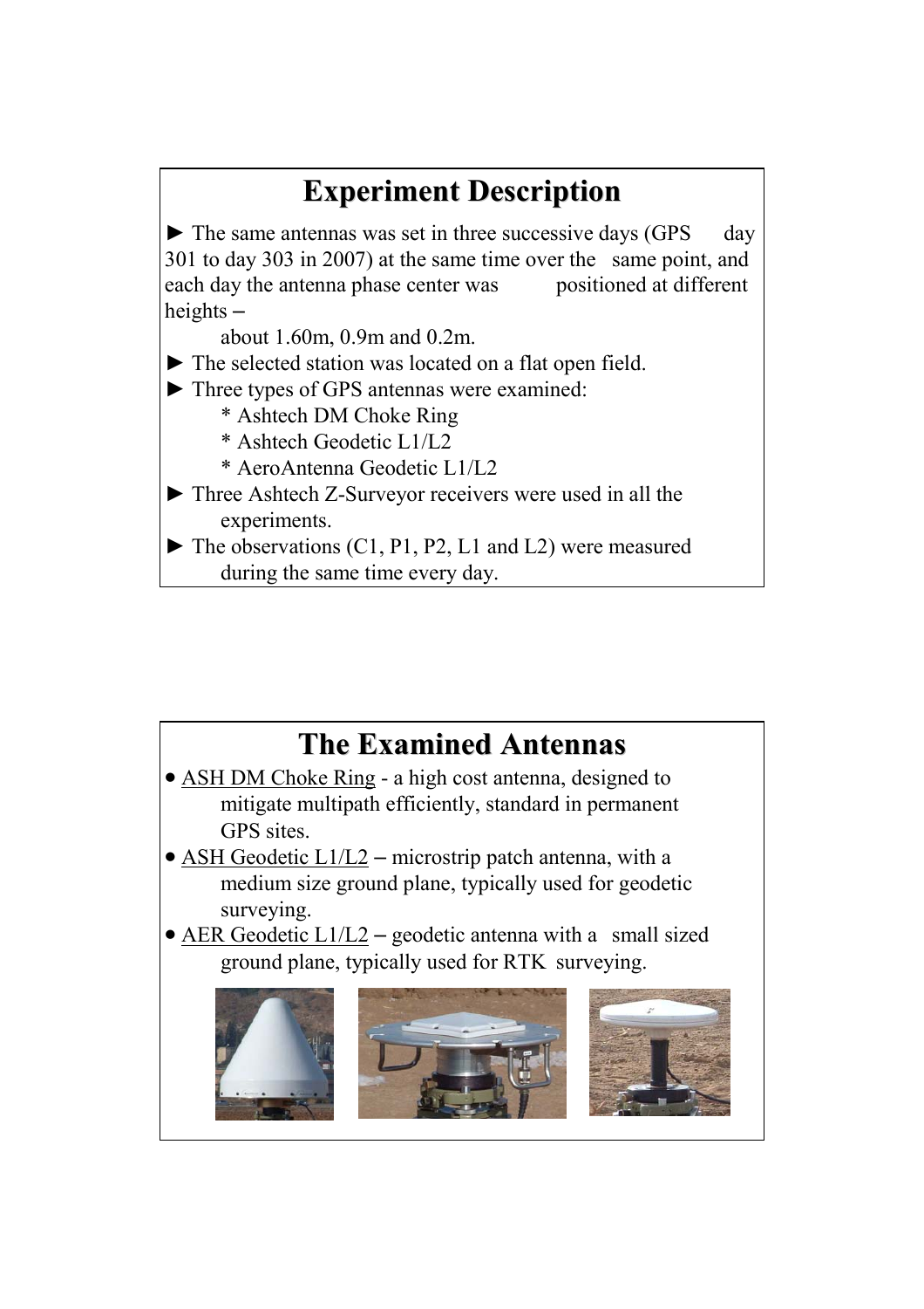## Experiment Description

► The same antennas was set in three successive days (GPS day 301 to day 303 in 2007) at the same time over the same point, and each day the antenna phase center was positioned at different heights –

about 1.60m, 0.9m and 0.2m.

► The selected station was located on a flat open field.

► Three types of GPS antennas were examined:

* Ashtech DM Choke Ring
* Ashtech Geodetic L1/L2
* AeroAntenna Geodetic L1/L2

► Three Ashtech Z-Surveyor receivers were used in all the experiments.

► The observations (C1, P1, P2, L1 and L2) were measured during the same time every day.

## The Examined Antennas

- ASH DM Choke Ring - a high cost antenna, designed to mitigate multipath efficiently, standard in permanent GPS sites.
- ASH Geodetic L1/L2 – microstrip patch antenna, with a medium size ground plane, typically used for geodetic surveying.
- AER Geodetic L1/L2 – geodetic antenna with a small sized ground plane, typically used for RTK surveying.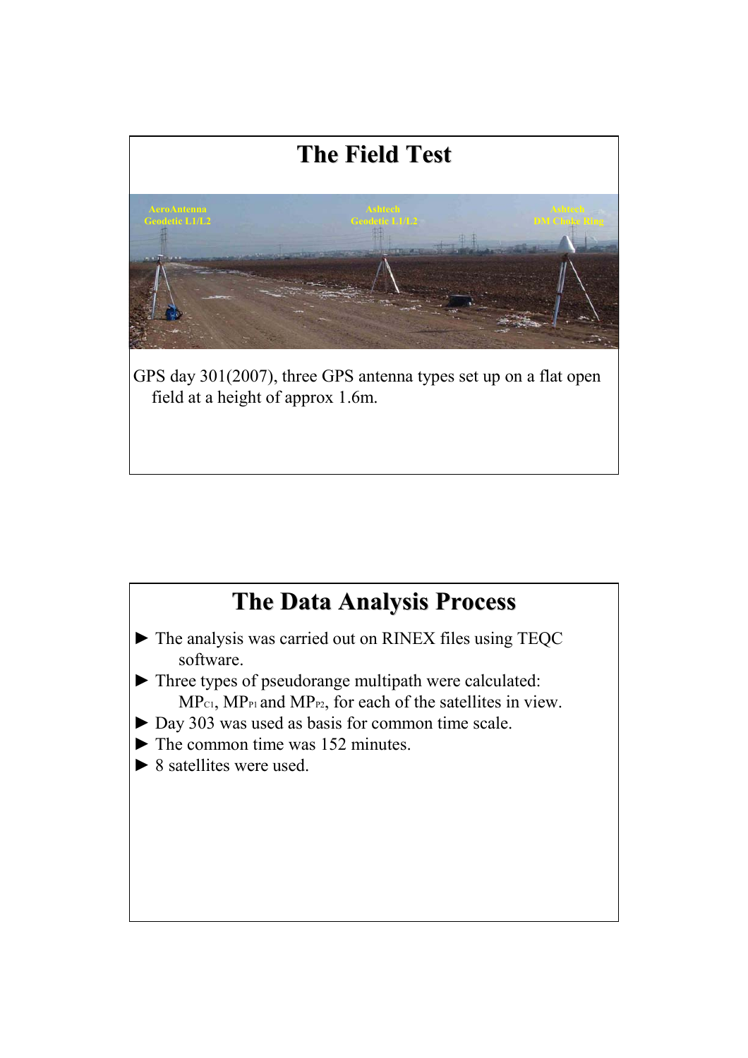# The Field Test

AeroAntenna Geodetic L1/L2

Ashtech Geodetic L1/L2

Ashtech DM Choke Ring

GPS day 301(2007), three GPS antenna types set up on a flat open field at a height of approx 1.6m.

# The Data Analysis Process

- The analysis was carried out on RINEX files using TEQC software.
- Three types of pseudorange multipath were calculated: $MP_{C1}$, $MP_{P1}$ and $MP_{P2}$, for each of the satellites in view.
- Day 303 was used as basis for common time scale.
- The common time was 152 minutes.
- 8 satellites were used.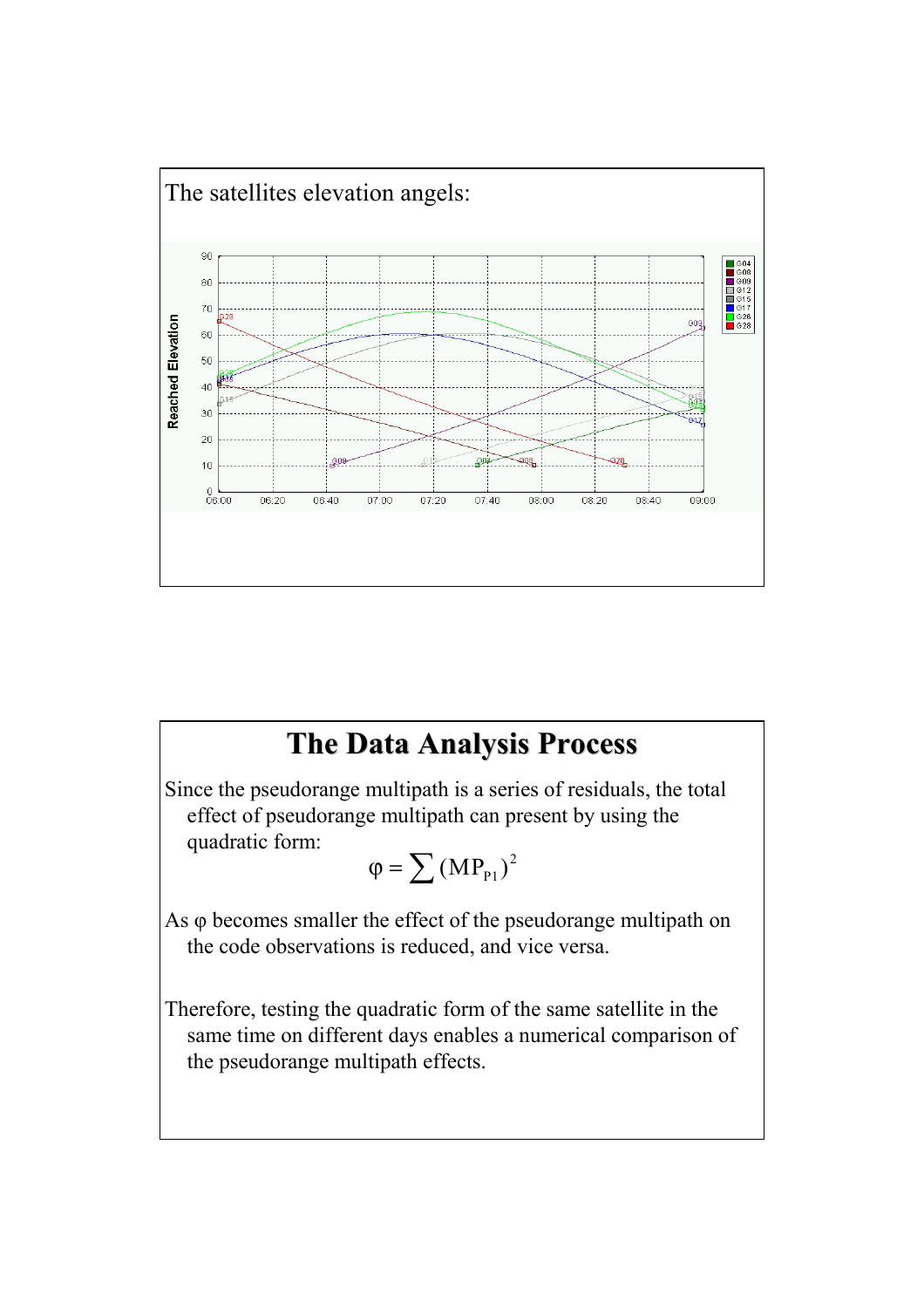The satellites elevation angels:

## The Data Analysis Process

Since the pseudorange multipath is a series of residuals, the total effect of pseudorange multipath can present by using the quadratic form:

$$\varphi = \sum (MP_{P1})^2$$

As $\varphi$ becomes smaller the effect of the pseudorange multipath on the code observations is reduced, and vice versa.

Therefore, testing the quadratic form of the same satellite in the same time on different days enables a numerical comparison of the pseudorange multipath effects.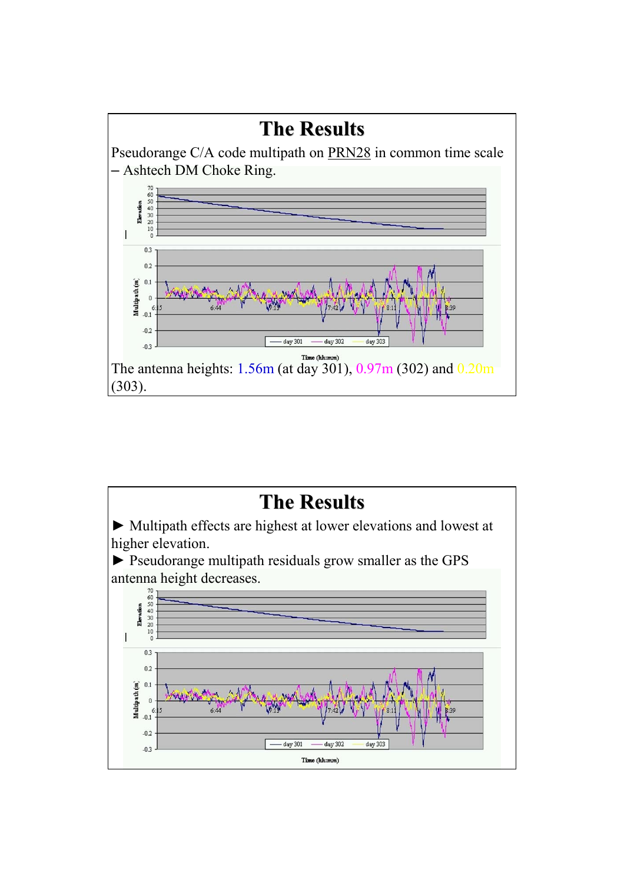## The Results

Pseudorange C/A code multipath on PRN28 in common time scale – Ashtech DM Choke Ring.

The antenna heights: 1.56m (at day 301), 0.97m (302) and 0.20m (303).

## The Results

► Multipath effects are highest at lower elevations and lowest at higher elevation.

► Pseudorange multipath residuals grow smaller as the GPS antenna height decreases.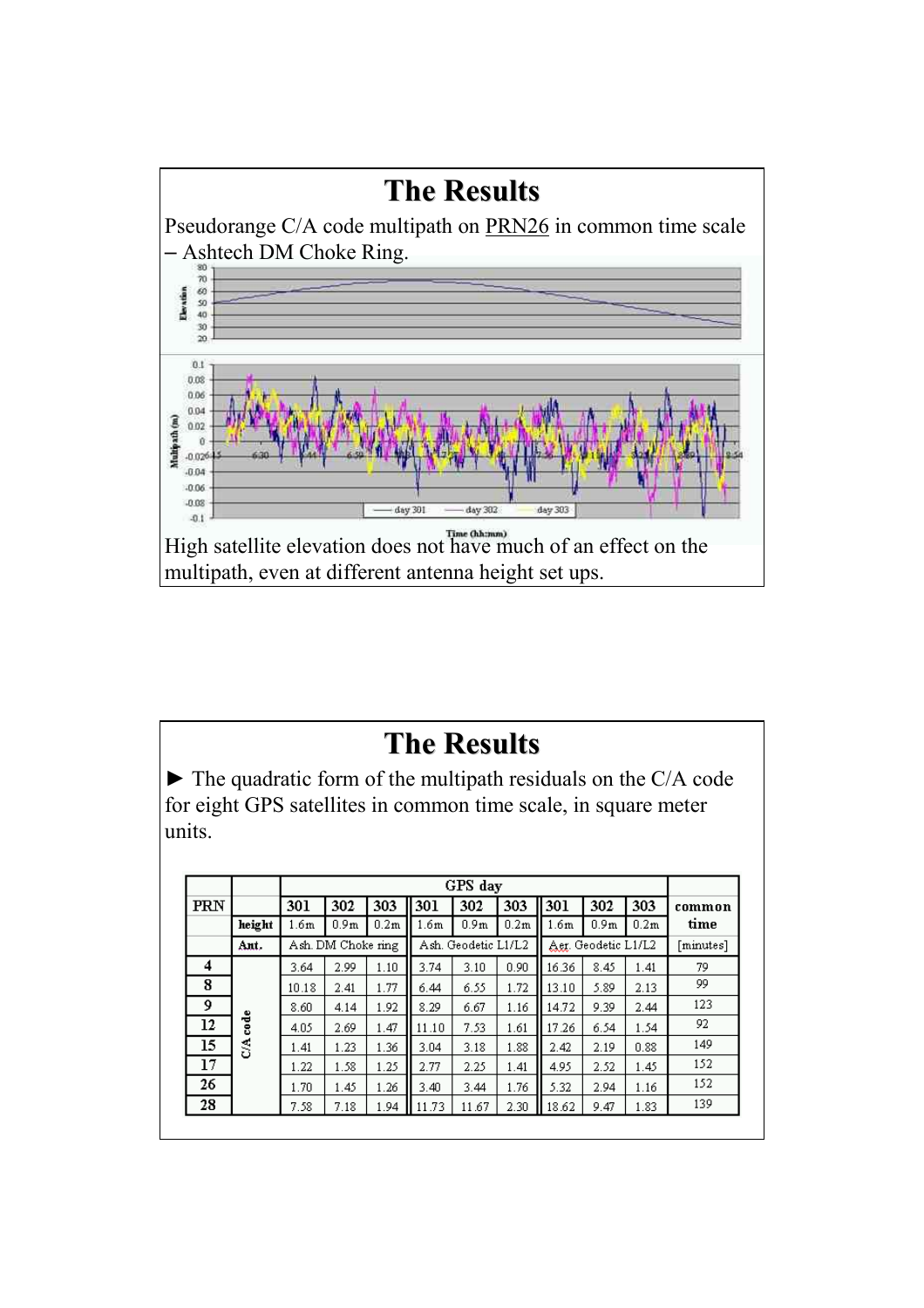# The Results

Pseudorange C/A code multipath on PRN26 in common time scale – Ashtech DM Choke Ring.

High satellite elevation does not have much of an effect on the multipath, even at different antenna height set ups.

# The Results

► The quadratic form of the multipath residuals on the C/A code for eight GPS satellites in common time scale, in square meter units.

| PRN | | GPS day | | | | | | | | | common time |
|---|---|---|---|---|---|---|---|---|---|---|---|
| | | 301 | 302 | 303 | 301 | 302 | 303 | 301 | 302 | 303 | |
| | height | 1.6m | 0.9m | 0.2m | 1.6m | 0.9m | 0.2m | 1.6m | 0.9m | 0.2m | |
| | Ant. | Ash. DM Choke ring | | | Ash. Geodetic L1/L2 | | | Aer. Geodetic L1/L2 | | | [minutes] |
| 4 | C/A code | 3.64 | 2.99 | 1.10 | 3.74 | 3.10 | 0.90 | 16.36 | 8.45 | 1.41 | 79 |
| 8 | | 10.18 | 2.41 | 1.77 | 6.44 | 6.55 | 1.72 | 13.10 | 5.89 | 2.13 | 99 |
| 9 | | 8.60 | 4.14 | 1.92 | 8.29 | 6.67 | 1.16 | 14.72 | 9.39 | 2.44 | 123 |
| 12 | | 4.05 | 2.69 | 1.47 | 11.10 | 7.53 | 1.61 | 17.26 | 6.54 | 1.54 | 92 |
| 15 | | 1.41 | 1.23 | 1.36 | 3.04 | 3.18 | 1.88 | 2.42 | 2.19 | 0.88 | 149 |
| 17 | | 1.22 | 1.58 | 1.25 | 2.77 | 2.25 | 1.41 | 4.95 | 2.52 | 1.45 | 152 |
| 26 | | 1.70 | 1.45 | 1.26 | 3.40 | 3.44 | 1.76 | 5.32 | 2.94 | 1.16 | 152 |
| 28 | | 7.58 | 7.18 | 1.94 | 11.73 | 11.67 | 2.30 | 18.62 | 9.47 | 1.83 | 139 |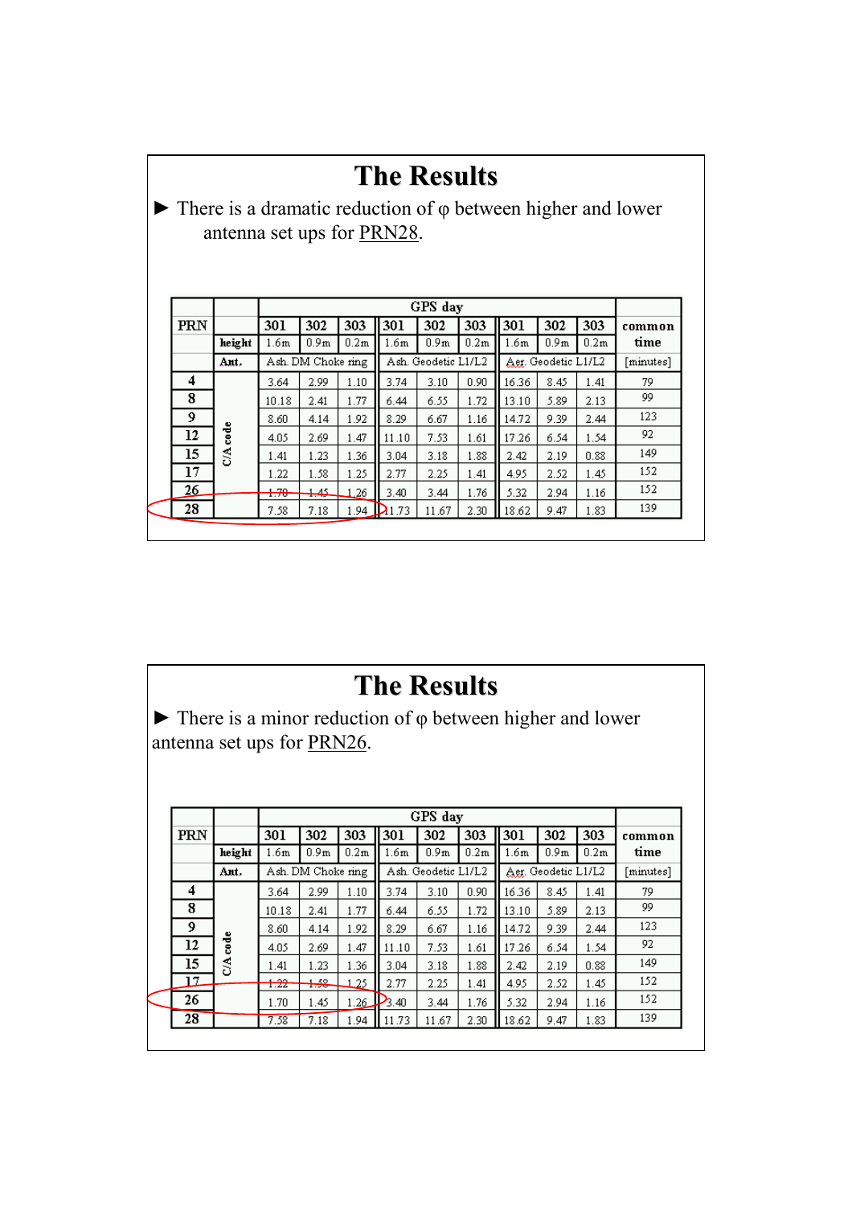# The Results

► There is a dramatic reduction of φ between higher and lower antenna set ups for PRN28.

| PRN | | GPS day | | | | | | | | | common time |
|---|---|---|---|---|---|---|---|---|---|---|---|
| | | 301 | 302 | 303 | 301 | 302 | 303 | 301 | 302 | 303 | |
| | height | 1.6m | 0.9m | 0.2m | 1.6m | 0.9m | 0.2m | 1.6m | 0.9m | 0.2m | |
| | Ant. | Ash. DM Choke ring | | | Ash. Geodetic L1/L2 | | | Aer. Geodetic L1/L2 | | | [minutes] |
| 4 | C/A code | 3.64 | 2.99 | 1.10 | 3.74 | 3.10 | 0.90 | 16.36 | 8.45 | 1.41 | 79 |
| 8 | | 10.18 | 2.41 | 1.77 | 6.44 | 6.55 | 1.72 | 13.10 | 5.89 | 2.13 | 99 |
| 9 | | 8.60 | 4.14 | 1.92 | 8.29 | 6.67 | 1.16 | 14.72 | 9.39 | 2.44 | 123 |
| 12 | | 4.05 | 2.69 | 1.47 | 11.10 | 7.53 | 1.61 | 17.26 | 6.54 | 1.54 | 92 |
| 15 | | 1.41 | 1.23 | 1.36 | 3.04 | 3.18 | 1.88 | 2.42 | 2.19 | 0.88 | 149 |
| 17 | | 1.22 | 1.58 | 1.25 | 2.77 | 2.25 | 1.41 | 4.95 | 2.52 | 1.45 | 152 |
| 26 | | 1.70 | 1.45 | 1.26 | 3.40 | 3.44 | 1.76 | 5.32 | 2.94 | 1.16 | 152 |
| 28 | | 7.58 | 7.18 | 1.94 | 11.73 | 11.67 | 2.30 | 18.62 | 9.47 | 1.83 | 139 |

# The Results

► There is a minor reduction of φ between higher and lower antenna set ups for PRN26.

| PRN | | GPS day | | | | | | | | | common time |
|---|---|---|---|---|---|---|---|---|---|---|---|
| | | 301 | 302 | 303 | 301 | 302 | 303 | 301 | 302 | 303 | |
| | height | 1.6m | 0.9m | 0.2m | 1.6m | 0.9m | 0.2m | 1.6m | 0.9m | 0.2m | |
| | Ant. | Ash. DM Choke ring | | | Ash. Geodetic L1/L2 | | | Aer. Geodetic L1/L2 | | | [minutes] |
| 4 | C/A code | 3.64 | 2.99 | 1.10 | 3.74 | 3.10 | 0.90 | 16.36 | 8.45 | 1.41 | 79 |
| 8 | | 10.18 | 2.41 | 1.77 | 6.44 | 6.55 | 1.72 | 13.10 | 5.89 | 2.13 | 99 |
| 9 | | 8.60 | 4.14 | 1.92 | 8.29 | 6.67 | 1.16 | 14.72 | 9.39 | 2.44 | 123 |
| 12 | | 4.05 | 2.69 | 1.47 | 11.10 | 7.53 | 1.61 | 17.26 | 6.54 | 1.54 | 92 |
| 15 | | 1.41 | 1.23 | 1.36 | 3.04 | 3.18 | 1.88 | 2.42 | 2.19 | 0.88 | 149 |
| 17 | | 1.22 | 1.58 | 1.25 | 2.77 | 2.25 | 1.41 | 4.95 | 2.52 | 1.45 | 152 |
| 26 | | 1.70 | 1.45 | 1.26 | 3.40 | 3.44 | 1.76 | 5.32 | 2.94 | 1.16 | 152 |
| 28 | | 7.58 | 7.18 | 1.94 | 11.73 | 11.67 | 2.30 | 18.62 | 9.47 | 1.83 | 139 |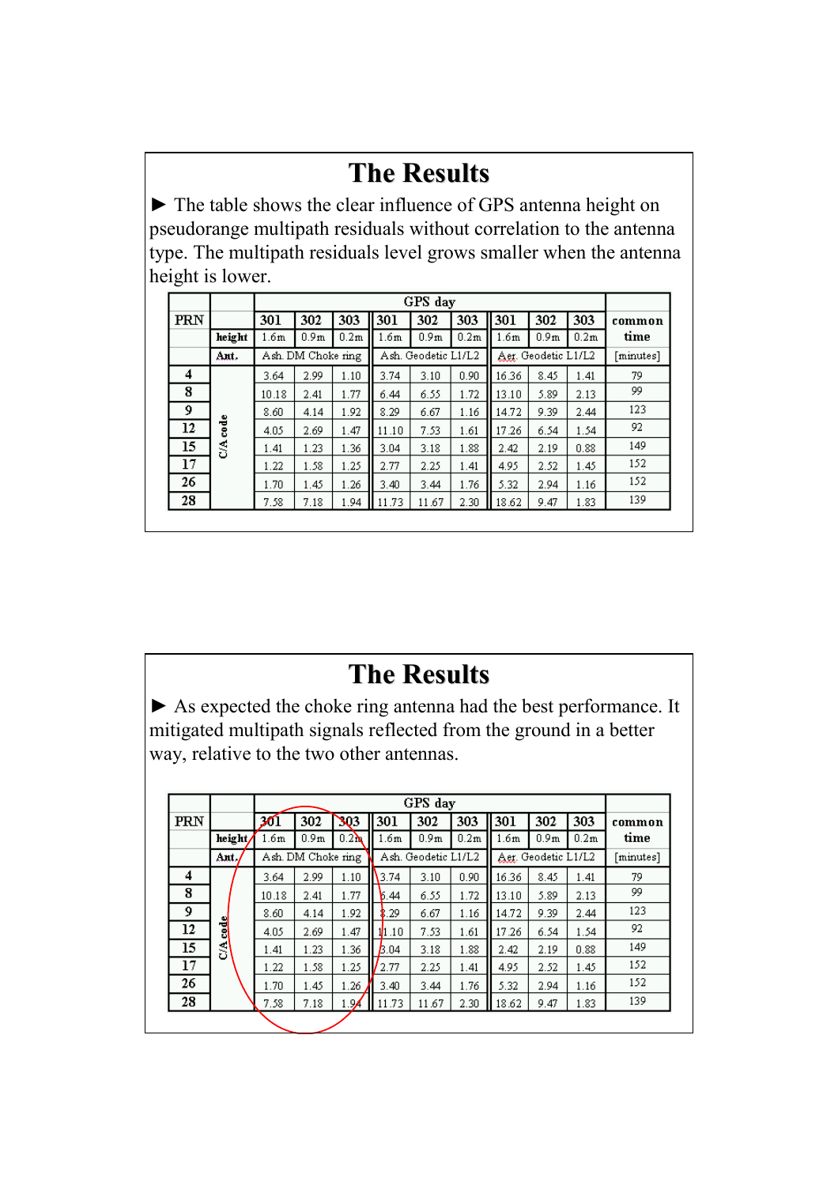# The Results

► The table shows the clear influence of GPS antenna height on pseudorange multipath residuals without correlation to the antenna type. The multipath residuals level grows smaller when the antenna height is lower.

| PRN | | GPS day | | | | | | | | | common time |
|---|---|---|---|---|---|---|---|---|---|---|---|
| | | 301 | 302 | 303 | 301 | 302 | 303 | 301 | 302 | 303 | |
| | height | 1.6m | 0.9m | 0.2m | 1.6m | 0.9m | 0.2m | 1.6m | 0.9m | 0.2m | |
| | Ant. | Ash. DM Choke ring | | | Ash. Geodetic L1/L2 | | | Aer. Geodetic L1/L2 | | | [minutes] |
| 4 | C/A code | 3.64 | 2.99 | 1.10 | 3.74 | 3.10 | 0.90 | 16.36 | 8.45 | 1.41 | 79 |
| 8 | | 10.18 | 2.41 | 1.77 | 6.44 | 6.55 | 1.72 | 13.10 | 5.89 | 2.13 | 99 |
| 9 | | 8.60 | 4.14 | 1.92 | 8.29 | 6.67 | 1.16 | 14.72 | 9.39 | 2.44 | 123 |
| 12 | | 4.05 | 2.69 | 1.47 | 11.10 | 7.53 | 1.61 | 17.26 | 6.54 | 1.54 | 92 |
| 15 | | 1.41 | 1.23 | 1.36 | 3.04 | 3.18 | 1.88 | 2.42 | 2.19 | 0.88 | 149 |
| 17 | | 1.22 | 1.58 | 1.25 | 2.77 | 2.25 | 1.41 | 4.95 | 2.52 | 1.45 | 152 |
| 26 | | 1.70 | 1.45 | 1.26 | 3.40 | 3.44 | 1.76 | 5.32 | 2.94 | 1.16 | 152 |
| 28 | | 7.58 | 7.18 | 1.94 | 11.73 | 11.67 | 2.30 | 18.62 | 9.47 | 1.83 | 139 |

# The Results

► As expected the choke ring antenna had the best performance. It mitigated multipath signals reflected from the ground in a better way, relative to the two other antennas.

| PRN | | GPS day | | | | | | | | | common time |
|---|---|---|---|---|---|---|---|---|---|---|---|
| | | 301 | 302 | 303 | 301 | 302 | 303 | 301 | 302 | 303 | |
| | height | 1.6m | 0.9m | 0.2m | 1.6m | 0.9m | 0.2m | 1.6m | 0.9m | 0.2m | |
| | Ant. | Ash. DM Choke ring | | | Ash. Geodetic L1/L2 | | | Aer. Geodetic L1/L2 | | | [minutes] |
| 4 | C/A code | 3.64 | 2.99 | 1.10 | 3.74 | 3.10 | 0.90 | 16.36 | 8.45 | 1.41 | 79 |
| 8 | | 10.18 | 2.41 | 1.77 | 6.44 | 6.55 | 1.72 | 13.10 | 5.89 | 2.13 | 99 |
| 9 | | 8.60 | 4.14 | 1.92 | 8.29 | 6.67 | 1.16 | 14.72 | 9.39 | 2.44 | 123 |
| 12 | | 4.05 | 2.69 | 1.47 | 11.10 | 7.53 | 1.61 | 17.26 | 6.54 | 1.54 | 92 |
| 15 | | 1.41 | 1.23 | 1.36 | 3.04 | 3.18 | 1.88 | 2.42 | 2.19 | 0.88 | 149 |
| 17 | | 1.22 | 1.58 | 1.25 | 2.77 | 2.25 | 1.41 | 4.95 | 2.52 | 1.45 | 152 |
| 26 | | 1.70 | 1.45 | 1.26 | 3.40 | 3.44 | 1.76 | 5.32 | 2.94 | 1.16 | 152 |
| 28 | | 7.58 | 7.18 | 1.94 | 11.73 | 11.67 | 2.30 | 18.62 | 9.47 | 1.83 | 139 |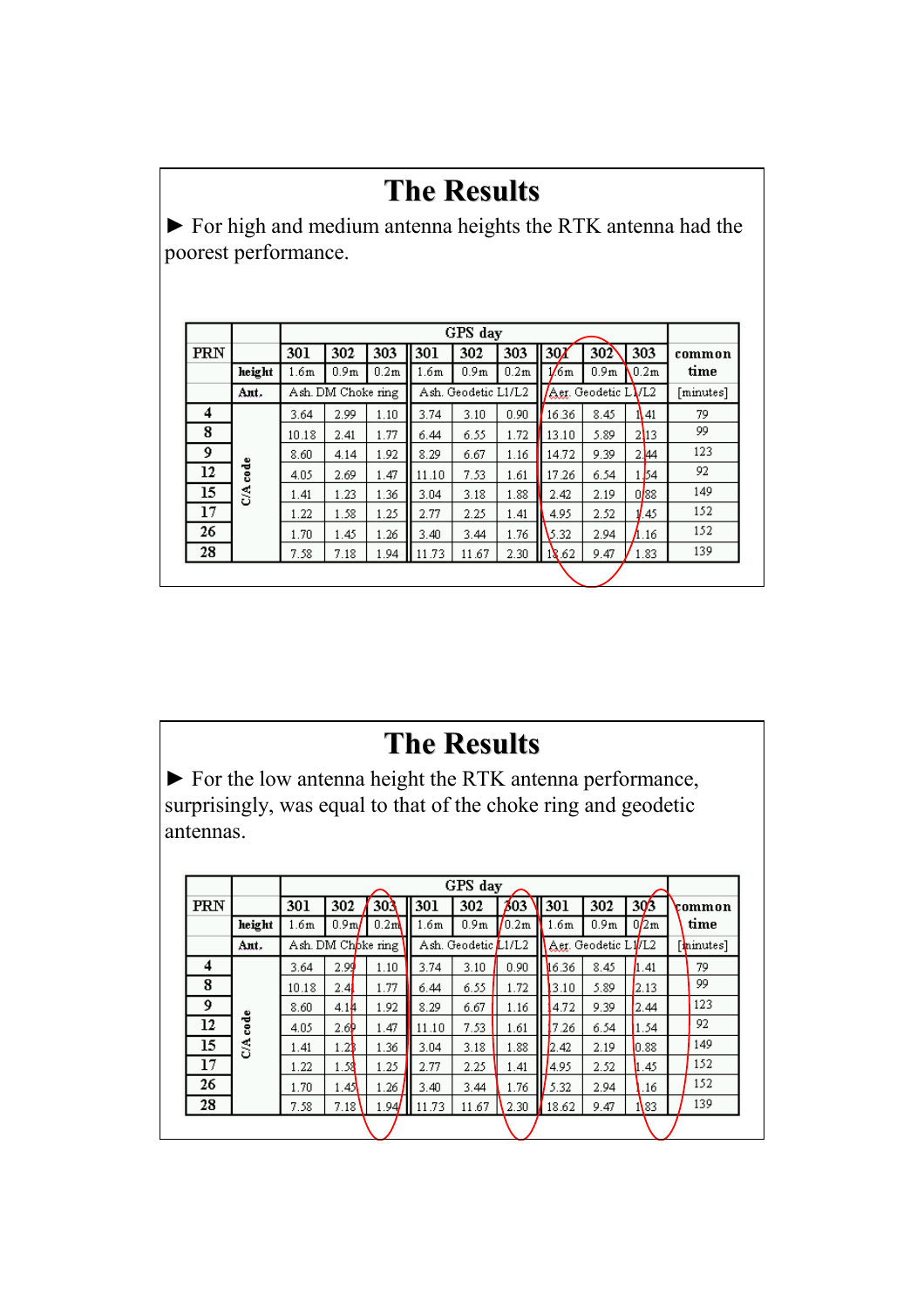# The Results

► For high and medium antenna heights the RTK antenna had the poorest performance.

| PRN | | GPS day | | | | | | | | | common time |
|---|---|---|---|---|---|---|---|---|---|---|---|
| | | 301 | 302 | 303 | 301 | 302 | 303 | 301 | 302 | 303 | |
| | height | 1.6m | 0.9m | 0.2m | 1.6m | 0.9m | 0.2m | 1.6m | 0.9m | 0.2m | |
| | Ant. | Ash. DM Choke ring | | | Ash. Geodetic L1/L2 | | | Aer. Geodetic L1/L2 | | | [minutes] |
| 4 | C/A code | 3.64 | 2.99 | 1.10 | 3.74 | 3.10 | 0.90 | 16.36 | 8.45 | 1.41 | 79 |
| 8 | | 10.18 | 2.41 | 1.77 | 6.44 | 6.55 | 1.72 | 13.10 | 5.89 | 2.13 | 99 |
| 9 | | 8.60 | 4.14 | 1.92 | 8.29 | 6.67 | 1.16 | 14.72 | 9.39 | 2.44 | 123 |
| 12 | | 4.05 | 2.69 | 1.47 | 11.10 | 7.53 | 1.61 | 17.26 | 6.54 | 1.54 | 92 |
| 15 | | 1.41 | 1.23 | 1.36 | 3.04 | 3.18 | 1.88 | 2.42 | 2.19 | 0.88 | 149 |
| 17 | | 1.22 | 1.58 | 1.25 | 2.77 | 2.25 | 1.41 | 4.95 | 2.52 | 1.45 | 152 |
| 26 | | 1.70 | 1.45 | 1.26 | 3.40 | 3.44 | 1.76 | 5.32 | 2.94 | 1.16 | 152 |
| 28 | | 7.58 | 7.18 | 1.94 | 11.73 | 11.67 | 2.30 | 18.62 | 9.47 | 1.83 | 139 |

# The Results

► For the low antenna height the RTK antenna performance, surprisingly, was equal to that of the choke ring and geodetic antennas.

| PRN | | GPS day | | | | | | | | | common time |
|---|---|---|---|---|---|---|---|---|---|---|---|
| | | 301 | 302 | 303 | 301 | 302 | 303 | 301 | 302 | 303 | |
| | height | 1.6m | 0.9m | 0.2m | 1.6m | 0.9m | 0.2m | 1.6m | 0.9m | 0.2m | |
| | Ant. | Ash. DM Choke ring | | | Ash. Geodetic L1/L2 | | | Aer. Geodetic L1/L2 | | | [minutes] |
| 4 | C/A code | 3.64 | 2.99 | 1.10 | 3.74 | 3.10 | 0.90 | 16.36 | 8.45 | 1.41 | 79 |
| 8 | | 10.18 | 2.41 | 1.77 | 6.44 | 6.55 | 1.72 | 13.10 | 5.89 | 2.13 | 99 |
| 9 | | 8.60 | 4.14 | 1.92 | 8.29 | 6.67 | 1.16 | 14.72 | 9.39 | 2.44 | 123 |
| 12 | | 4.05 | 2.69 | 1.47 | 11.10 | 7.53 | 1.61 | 17.26 | 6.54 | 1.54 | 92 |
| 15 | | 1.41 | 1.23 | 1.36 | 3.04 | 3.18 | 1.88 | 2.42 | 2.19 | 0.88 | 149 |
| 17 | | 1.22 | 1.58 | 1.25 | 2.77 | 2.25 | 1.41 | 4.95 | 2.52 | 1.45 | 152 |
| 26 | | 1.70 | 1.45 | 1.26 | 3.40 | 3.44 | 1.76 | 5.32 | 2.94 | 1.16 | 152 |
| 28 | | 7.58 | 7.18 | 1.94 | 11.73 | 11.67 | 2.30 | 18.62 | 9.47 | 1.83 | 139 |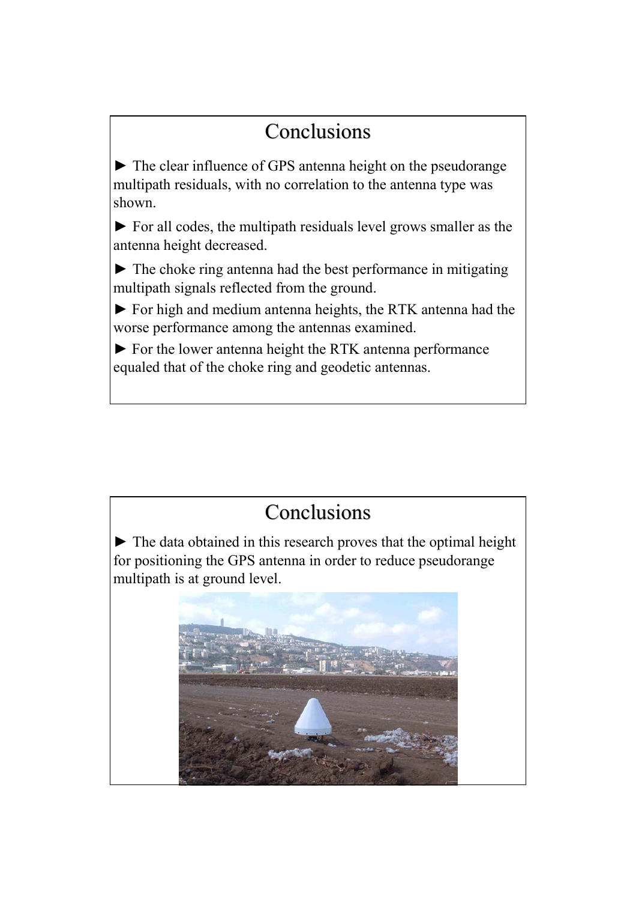## Conclusions

► The clear influence of GPS antenna height on the pseudorange multipath residuals, with no correlation to the antenna type was shown.

► For all codes, the multipath residuals level grows smaller as the antenna height decreased.

► The choke ring antenna had the best performance in mitigating multipath signals reflected from the ground.

► For high and medium antenna heights, the RTK antenna had the worse performance among the antennas examined.

► For the lower antenna height the RTK antenna performance equaled that of the choke ring and geodetic antennas.

## Conclusions

► The data obtained in this research proves that the optimal height for positioning the GPS antenna in order to reduce pseudorange multipath is at ground level.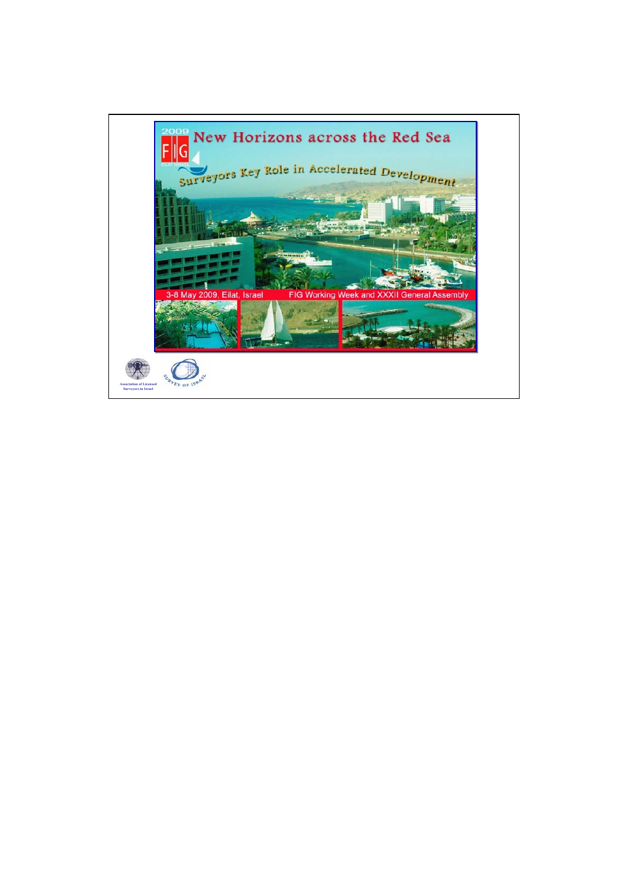2009 FIG

# New Horizons across the Red Sea

## Surveyors Key Role in Accelerated Development

3-8 May 2009, Eilat, Israel FIG Working Week and XXXII General Assembly

Association of Licensed Surveyors in Israel

SURVEY OF ISRAEL